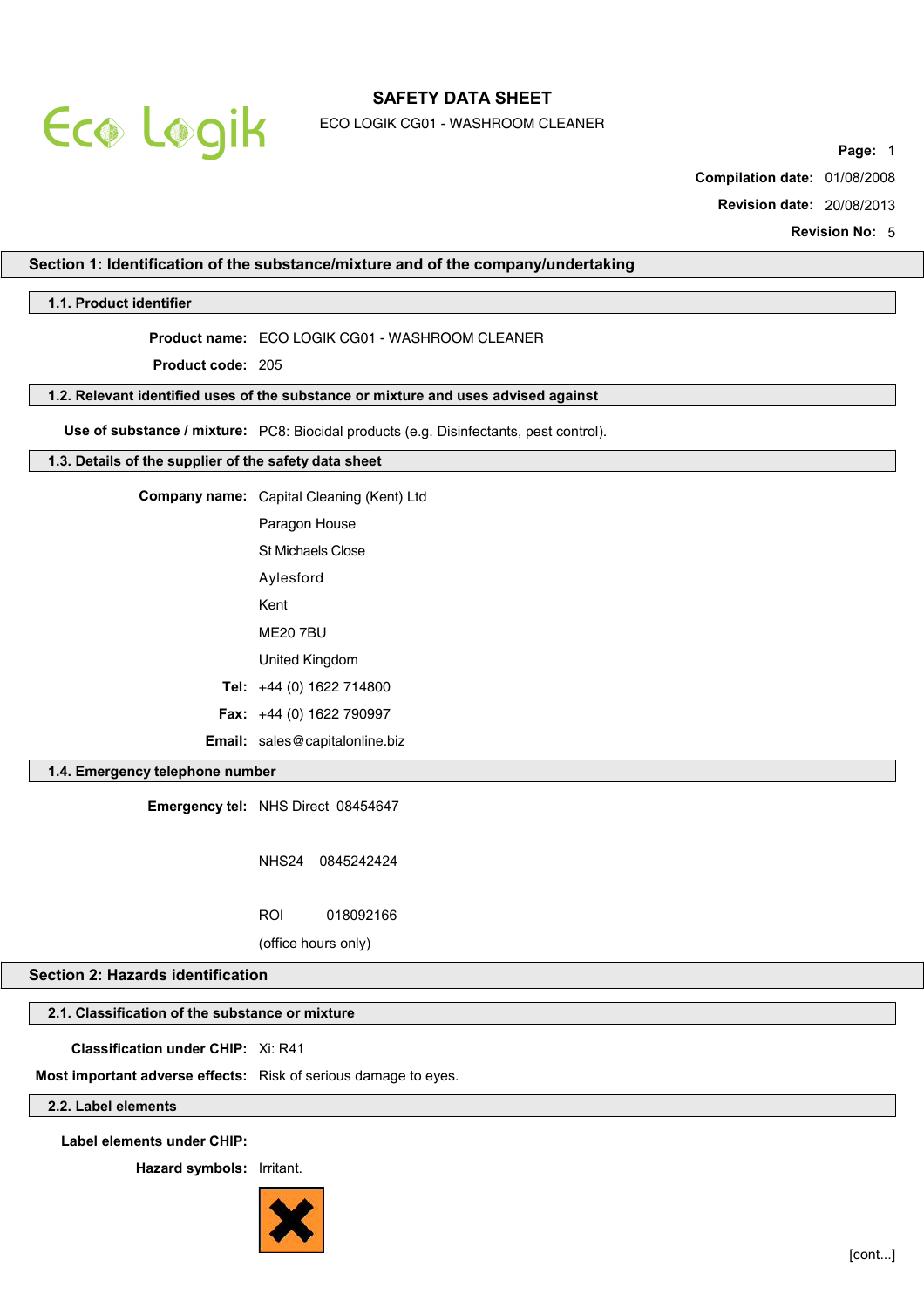# SAFETY DATA SHEET

ECO LOGIK CG01 - WASHROOM CLEANER

**Compilation date:** 01/08/2008

**Revision date:** 20/08/2013

**Revision No:** 5

## Section 1: Identification of the substance/mixture and of the company/undertaking

### 1.1. Product identifier

**Product name:** ECO LOGIK CG01 - WASHROOM CLEANER

**Product code:** 205

### 1.2. Relevant identified uses of the substance or mixture and uses advised against

**Use of substance / mixture:** PC8: Biocidal products (e.g. Disinfectants, pest control).

### 1.3. Details of the supplier of the safety data sheet

**Company name:** Capital Cleaning (Kent) Ltd

Paragon House

St Michaels Close

Aylesford

Kent

ME20 7BU

United Kingdom

**Tel:** +44 (0) 1622 714800

**Fax:** +44 (0) 1622 790997

**Email:** sales@capitalonline.biz

### 1.4. Emergency telephone number

**Emergency tel:** NHS Direct 08454647

NHS24 0845242424

ROI 018092166

(office hours only)

## Section 2: Hazards identification

### 2.1. Classification of the substance or mixture

**Classification under CHIP:** Xi: R41

**Most important adverse effects:** Risk of serious damage to eyes.

### 2.2. Label elements

**Label elements under CHIP:**

**Hazard symbols:** Irritant.

[cont...]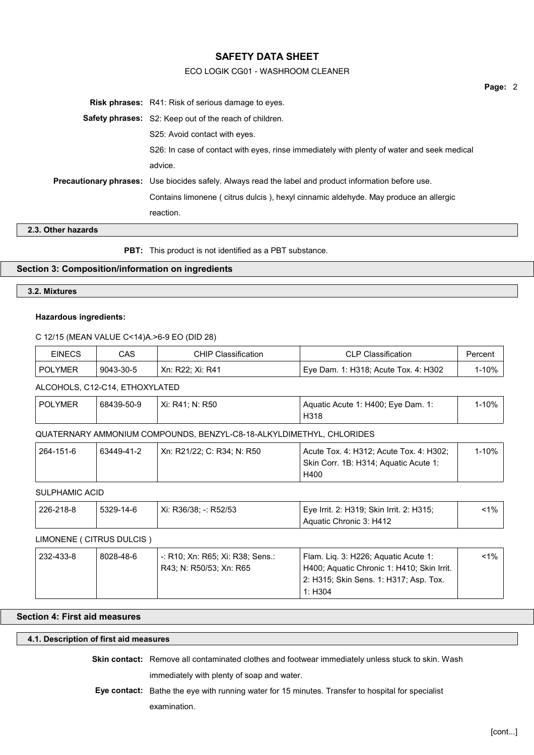**Risk phrases:** R41: Risk of serious damage to eyes.

**Safety phrases:** S2: Keep out of the reach of children.

S25: Avoid contact with eyes.

S26: In case of contact with eyes, rinse immediately with plenty of water and seek medical advice.

**Precautionary phrases:** Use biocides safely. Always read the label and product information before use.

Contains limonene ( citrus dulcis ), hexyl cinnamic aldehyde. May produce an allergic reaction.

### 2.3. Other hazards

**PBT:** This product is not identified as a PBT substance.

## Section 3: Composition/information on ingredients

### 3.2. Mixtures

**Hazardous ingredients:**

C 12/15 (MEAN VALUE C<14)A.>6-9 EO (DID 28)

| EINECS | CAS | CHIP Classification | CLP Classification | Percent |
|---|---|---|---|---|
| POLYMER | 9043-30-5 | Xn: R22; Xi: R41 | Eye Dam. 1: H318; Acute Tox. 4: H302 | 1-10% |

ALCOHOLS, C12-C14, ETHOXYLATED

| EINECS | CAS | CHIP Classification | CLP Classification | Percent |
|---|---|---|---|---|
| POLYMER | 68439-50-9 | Xi: R41; N: R50 | Aquatic Acute 1: H400; Eye Dam. 1: H318 | 1-10% |

QUATERNARY AMMONIUM COMPOUNDS, BENZYL-C8-18-ALKYLDIMETHYL, CHLORIDES

| EINECS | CAS | CHIP Classification | CLP Classification | Percent |
|---|---|---|---|---|
| 264-151-6 | 63449-41-2 | Xn: R21/22; C: R34; N: R50 | Acute Tox. 4: H312; Acute Tox. 4: H302; Skin Corr. 1B: H314; Aquatic Acute 1: H400 | 1-10% |

SULPHAMIC ACID

| EINECS | CAS | CHIP Classification | CLP Classification | Percent |
|---|---|---|---|---|
| 226-218-8 | 5329-14-6 | Xi: R36/38; -: R52/53 | Eye Irrit. 2: H319; Skin Irrit. 2: H315; Aquatic Chronic 3: H412 | <1% |

LIMONENE ( CITRUS DULCIS )

| EINECS | CAS | CHIP Classification | CLP Classification | Percent |
|---|---|---|---|---|
| 232-433-8 | 8028-48-6 | -: R10; Xn: R65; Xi: R38; Sens.: R43; N: R50/53; Xn: R65 | Flam. Liq. 3: H226; Aquatic Acute 1: H400; Aquatic Chronic 1: H410; Skin Irrit. 2: H315; Skin Sens. 1: H317; Asp. Tox. 1: H304 | <1% |

## Section 4: First aid measures

### 4.1. Description of first aid measures

**Skin contact:** Remove all contaminated clothes and footwear immediately unless stuck to skin. Wash immediately with plenty of soap and water.

**Eye contact:** Bathe the eye with running water for 15 minutes. Transfer to hospital for specialist examination.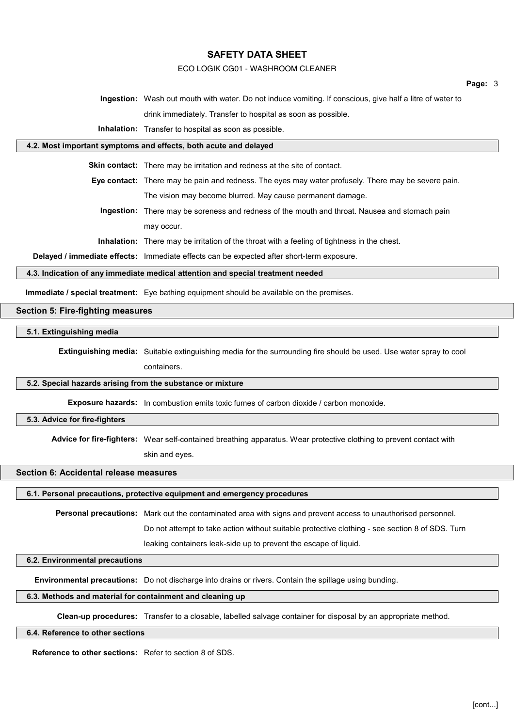**Ingestion:** Wash out mouth with water. Do not induce vomiting. If conscious, give half a litre of water to drink immediately. Transfer to hospital as soon as possible.

**Inhalation:** Transfer to hospital as soon as possible.

### 4.2. Most important symptoms and effects, both acute and delayed

**Skin contact:** There may be irritation and redness at the site of contact.

**Eye contact:** There may be pain and redness. The eyes may water profusely. There may be severe pain. The vision may become blurred. May cause permanent damage.

**Ingestion:** There may be soreness and redness of the mouth and throat. Nausea and stomach pain may occur.

**Inhalation:** There may be irritation of the throat with a feeling of tightness in the chest.

**Delayed / immediate effects:** Immediate effects can be expected after short-term exposure.

### 4.3. Indication of any immediate medical attention and special treatment needed

**Immediate / special treatment:** Eye bathing equipment should be available on the premises.

## Section 5: Fire-fighting measures

### 5.1. Extinguishing media

**Extinguishing media:** Suitable extinguishing media for the surrounding fire should be used. Use water spray to cool containers.

### 5.2. Special hazards arising from the substance or mixture

**Exposure hazards:** In combustion emits toxic fumes of carbon dioxide / carbon monoxide.

### 5.3. Advice for fire-fighters

**Advice for fire-fighters:** Wear self-contained breathing apparatus. Wear protective clothing to prevent contact with skin and eyes.

## Section 6: Accidental release measures

### 6.1. Personal precautions, protective equipment and emergency procedures

**Personal precautions:** Mark out the contaminated area with signs and prevent access to unauthorised personnel. Do not attempt to take action without suitable protective clothing - see section 8 of SDS. Turn leaking containers leak-side up to prevent the escape of liquid.

### 6.2. Environmental precautions

**Environmental precautions:** Do not discharge into drains or rivers. Contain the spillage using bunding.

### 6.3. Methods and material for containment and cleaning up

**Clean-up procedures:** Transfer to a closable, labelled salvage container for disposal by an appropriate method.

### 6.4. Reference to other sections

**Reference to other sections:** Refer to section 8 of SDS.

[cont...]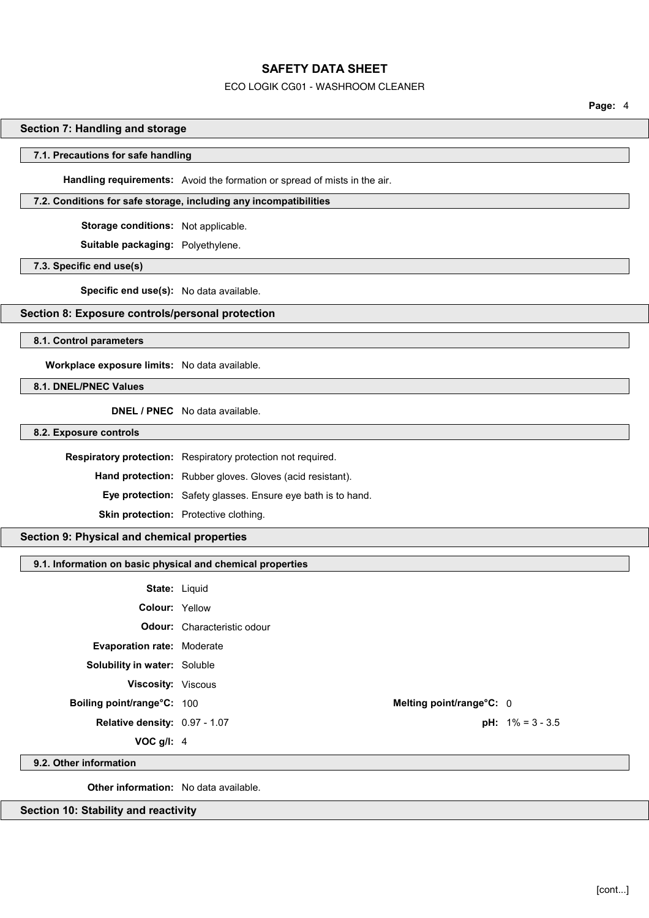## Section 7: Handling and storage

### 7.1. Precautions for safe handling

**Handling requirements:** Avoid the formation or spread of mists in the air.

### 7.2. Conditions for safe storage, including any incompatibilities

**Storage conditions:** Not applicable.

**Suitable packaging:** Polyethylene.

### 7.3. Specific end use(s)

**Specific end use(s):** No data available.

## Section 8: Exposure controls/personal protection

### 8.1. Control parameters

**Workplace exposure limits:** No data available.

### 8.1. DNEL/PNEC Values

**DNEL / PNEC** No data available.

### 8.2. Exposure controls

**Respiratory protection:** Respiratory protection not required.

**Hand protection:** Rubber gloves. Gloves (acid resistant).

**Eye protection:** Safety glasses. Ensure eye bath is to hand.

**Skin protection:** Protective clothing.

## Section 9: Physical and chemical properties

### 9.1. Information on basic physical and chemical properties

**State:** Liquid

**Colour:** Yellow

**Odour:** Characteristic odour

**Evaporation rate:** Moderate

**Solubility in water:** Soluble

**Viscosity:** Viscous

**Boiling point/range°C:** 100

**Melting point/range°C:** 0

**Relative density:** 0.97 - 1.07

**pH:** 1% = 3 - 3.5

**VOC g/l:** 4

### 9.2. Other information

**Other information:** No data available.

## Section 10: Stability and reactivity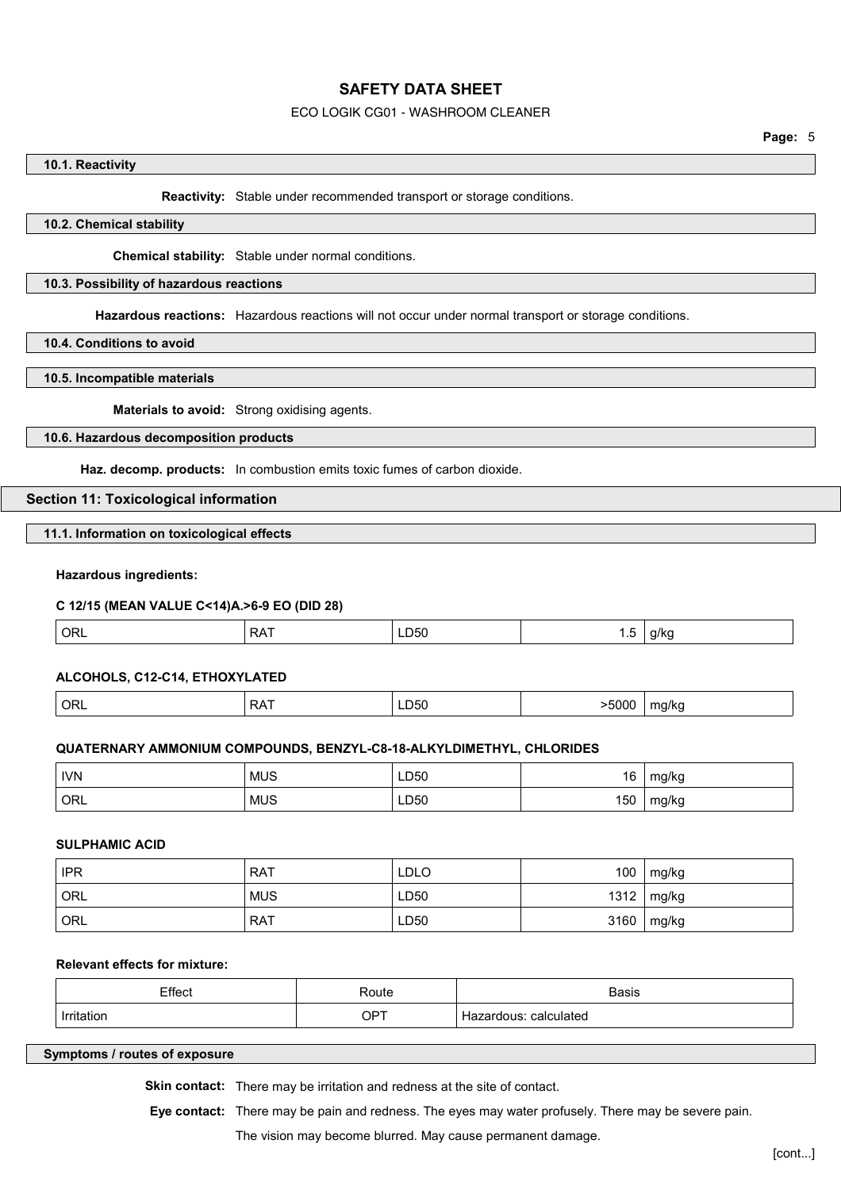#### 10.1. Reactivity

**Reactivity:** Stable under recommended transport or storage conditions.

#### 10.2. Chemical stability

**Chemical stability:** Stable under normal conditions.

#### 10.3. Possibility of hazardous reactions

**Hazardous reactions:** Hazardous reactions will not occur under normal transport or storage conditions.

#### 10.4. Conditions to avoid

#### 10.5. Incompatible materials

**Materials to avoid:** Strong oxidising agents.

#### 10.6. Hazardous decomposition products

**Haz. decomp. products:** In combustion emits toxic fumes of carbon dioxide.

## Section 11: Toxicological information

#### 11.1. Information on toxicological effects

**Hazardous ingredients:**

**C 12/15 (MEAN VALUE C<14)A.>6-9 EO (DID 28)**

| ORL | RAT | LD50 | 1.5 | g/kg |
|---|---|---|---|---|

**ALCOHOLS, C12-C14, ETHOXYLATED**

| ORL | RAT | LD50 | >5000 | mg/kg |
|---|---|---|---|---|

**QUATERNARY AMMONIUM COMPOUNDS, BENZYL-C8-18-ALKYLDIMETHYL, CHLORIDES**

| IVN | MUS | LD50 | 16 | mg/kg |
|---|---|---|---|---|
| ORL | MUS | LD50 | 150 | mg/kg |

**SULPHAMIC ACID**

| IPR | RAT | LDLO | 100 | mg/kg |
|---|---|---|---|---|
| ORL | MUS | LD50 | 1312 | mg/kg |
| ORL | RAT | LD50 | 3160 | mg/kg |

**Relevant effects for mixture:**

| Effect | Route | Basis |
|---|---|---|
| Irritation | OPT | Hazardous: calculated |

#### Symptoms / routes of exposure

**Skin contact:** There may be irritation and redness at the site of contact.

**Eye contact:** There may be pain and redness. The eyes may water profusely. There may be severe pain. The vision may become blurred. May cause permanent damage.

[cont...]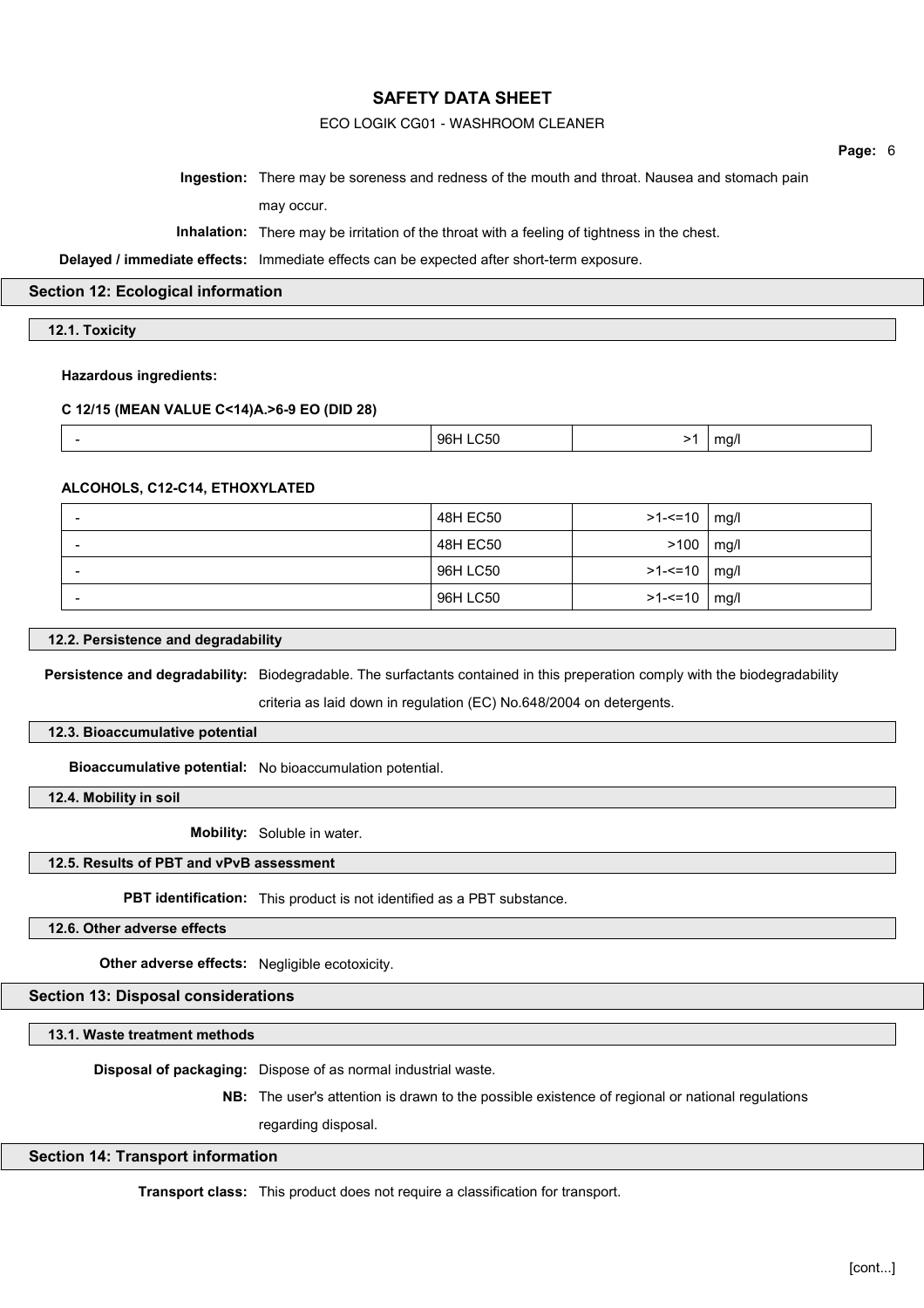**Ingestion:** There may be soreness and redness of the mouth and throat. Nausea and stomach pain may occur.

**Inhalation:** There may be irritation of the throat with a feeling of tightness in the chest.

**Delayed / immediate effects:** Immediate effects can be expected after short-term exposure.

## Section 12: Ecological information

### 12.1. Toxicity

**Hazardous ingredients:**

**C 12/15 (MEAN VALUE C<14)A.>6-9 EO (DID 28)**

| | | | |
|---|---|---|---|
| - | 96H LC50 | >1 | mg/l |

**ALCOHOLS, C12-C14, ETHOXYLATED**

| | | | |
|---|---|---|---|
| - | 48H EC50 | >1-<=10 | mg/l |
| - | 48H EC50 | >100 | mg/l |
| - | 96H LC50 | >1-<=10 | mg/l |
| - | 96H LC50 | >1-<=10 | mg/l |

### 12.2. Persistence and degradability

**Persistence and degradability:** Biodegradable. The surfactants contained in this preperation comply with the biodegradability criteria as laid down in regulation (EC) No.648/2004 on detergents.

### 12.3. Bioaccumulative potential

**Bioaccumulative potential:** No bioaccumulation potential.

### 12.4. Mobility in soil

**Mobility:** Soluble in water.

### 12.5. Results of PBT and vPvB assessment

**PBT identification:** This product is not identified as a PBT substance.

### 12.6. Other adverse effects

**Other adverse effects:** Negligible ecotoxicity.

## Section 13: Disposal considerations

### 13.1. Waste treatment methods

**Disposal of packaging:** Dispose of as normal industrial waste.

**NB:** The user's attention is drawn to the possible existence of regional or national regulations regarding disposal.

## Section 14: Transport information

**Transport class:** This product does not require a classification for transport.

[cont...]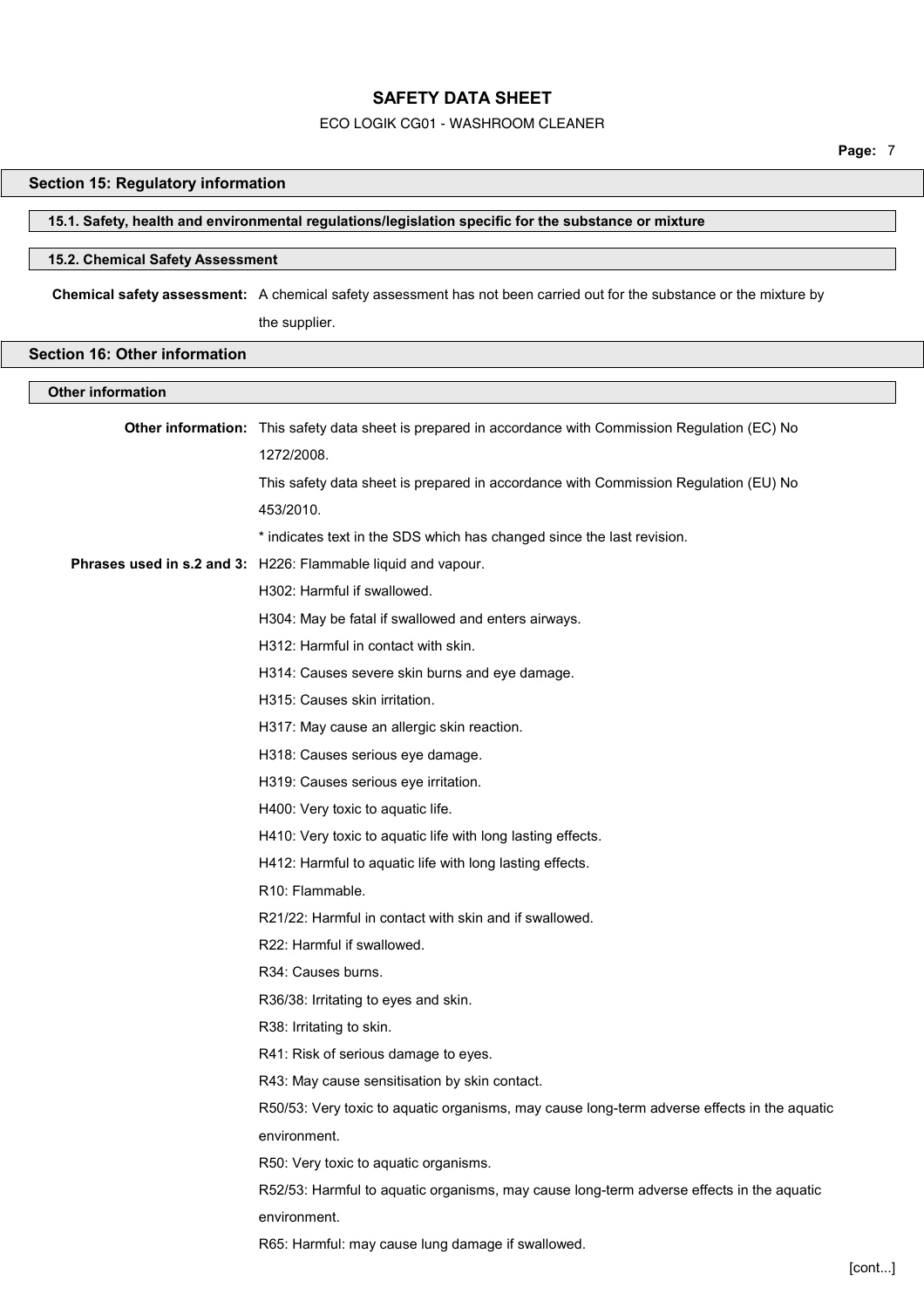## Section 15: Regulatory information

### 15.1. Safety, health and environmental regulations/legislation specific for the substance or mixture

### 15.2. Chemical Safety Assessment

**Chemical safety assessment:** A chemical safety assessment has not been carried out for the substance or the mixture by the supplier.

## Section 16: Other information

### Other information

**Other information:** This safety data sheet is prepared in accordance with Commission Regulation (EC) No 1272/2008.

This safety data sheet is prepared in accordance with Commission Regulation (EU) No 453/2010.

* indicates text in the SDS which has changed since the last revision.

**Phrases used in s.2 and 3:**

H226: Flammable liquid and vapour.

H302: Harmful if swallowed.

H304: May be fatal if swallowed and enters airways.

H312: Harmful in contact with skin.

H314: Causes severe skin burns and eye damage.

H315: Causes skin irritation.

H317: May cause an allergic skin reaction.

H318: Causes serious eye damage.

H319: Causes serious eye irritation.

H400: Very toxic to aquatic life.

H410: Very toxic to aquatic life with long lasting effects.

H412: Harmful to aquatic life with long lasting effects.

R10: Flammable.

R21/22: Harmful in contact with skin and if swallowed.

R22: Harmful if swallowed.

R34: Causes burns.

R36/38: Irritating to eyes and skin.

R38: Irritating to skin.

R41: Risk of serious damage to eyes.

R43: May cause sensitisation by skin contact.

R50/53: Very toxic to aquatic organisms, may cause long-term adverse effects in the aquatic environment.

R50: Very toxic to aquatic organisms.

R52/53: Harmful to aquatic organisms, may cause long-term adverse effects in the aquatic environment.

R65: Harmful: may cause lung damage if swallowed.

[cont...]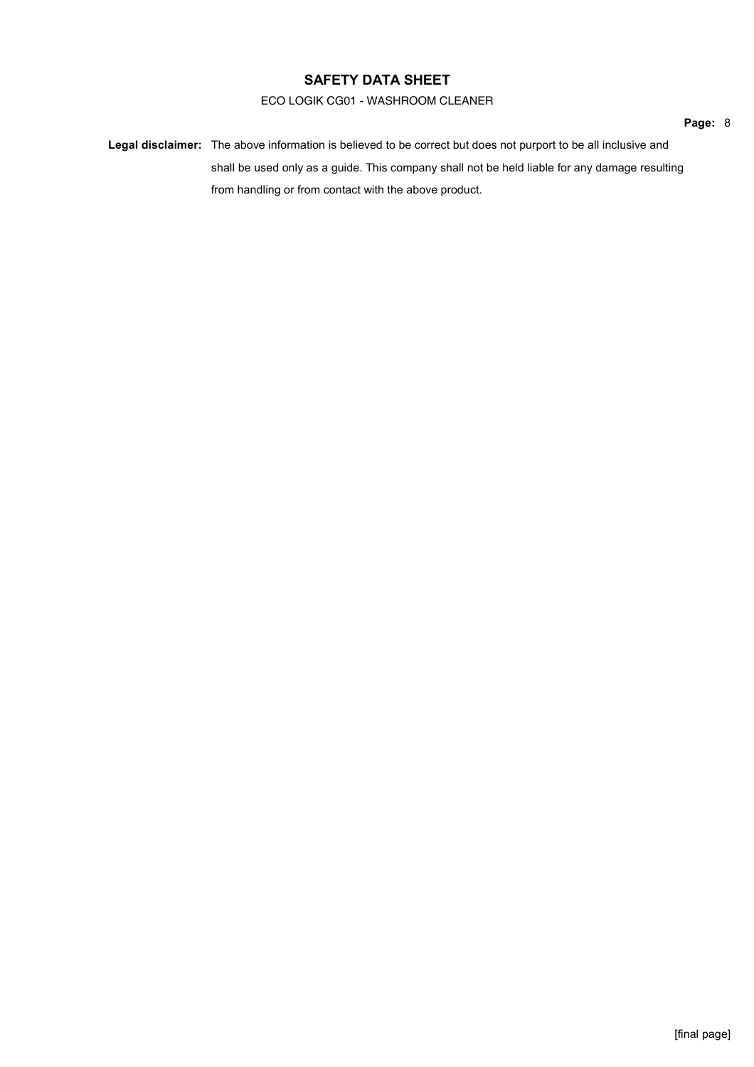**Legal disclaimer:** The above information is believed to be correct but does not purport to be all inclusive and shall be used only as a guide. This company shall not be held liable for any damage resulting from handling or from contact with the above product.

[final page]